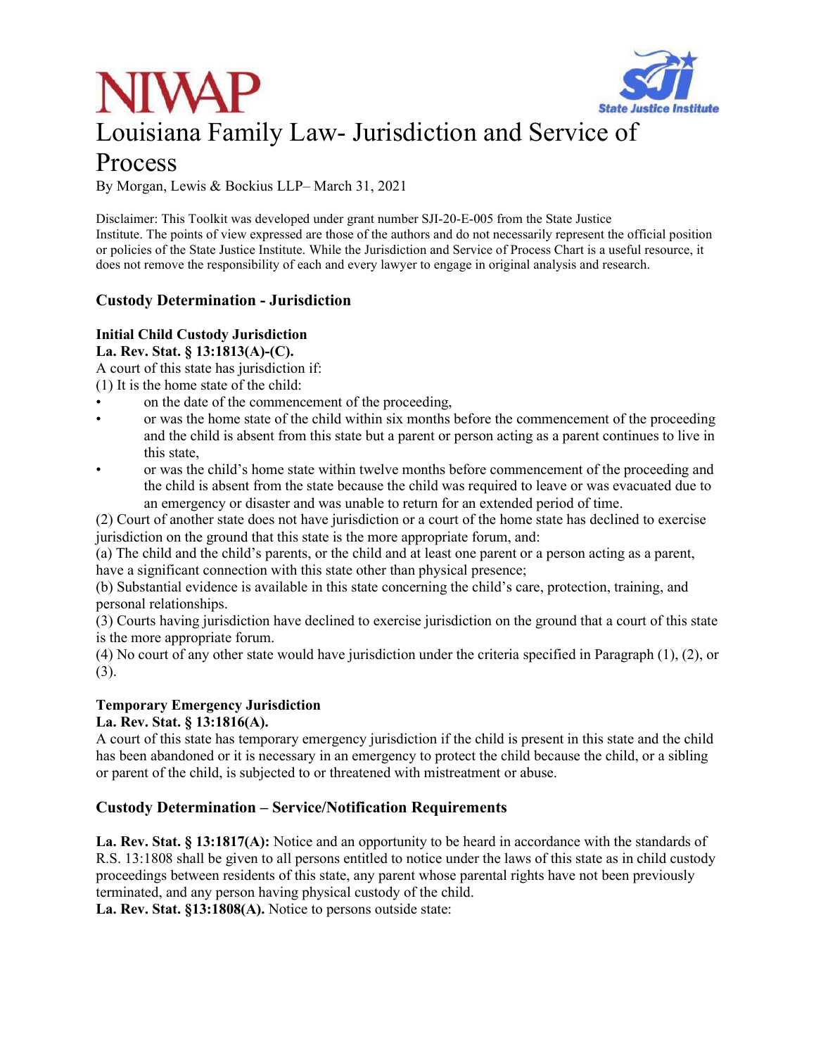NIWAP

State Justice Institute

# Louisiana Family Law- Jurisdiction and Service of Process

By Morgan, Lewis & Bockius LLP– March 31, 2021

Disclaimer: This Toolkit was developed under grant number SJI-20-E-005 from the State Justice Institute. The points of view expressed are those of the authors and do not necessarily represent the official position or policies of the State Justice Institute. While the Jurisdiction and Service of Process Chart is a useful resource, it does not remove the responsibility of each and every lawyer to engage in original analysis and research.

## Custody Determination - Jurisdiction

### Initial Child Custody Jurisdiction

**La. Rev. Stat. § 13:1813(A)-(C).**

A court of this state has jurisdiction if:

(1) It is the home state of the child:

- on the date of the commencement of the proceeding,
- or was the home state of the child within six months before the commencement of the proceeding and the child is absent from this state but a parent or person acting as a parent continues to live in this state,
- or was the child's home state within twelve months before commencement of the proceeding and the child is absent from the state because the child was required to leave or was evacuated due to an emergency or disaster and was unable to return for an extended period of time.

(2) Court of another state does not have jurisdiction or a court of the home state has declined to exercise jurisdiction on the ground that this state is the more appropriate forum, and:

(a) The child and the child's parents, or the child and at least one parent or a person acting as a parent, have a significant connection with this state other than physical presence;

(b) Substantial evidence is available in this state concerning the child's care, protection, training, and personal relationships.

(3) Courts having jurisdiction have declined to exercise jurisdiction on the ground that a court of this state is the more appropriate forum.

(4) No court of any other state would have jurisdiction under the criteria specified in Paragraph (1), (2), or (3).

### Temporary Emergency Jurisdiction

**La. Rev. Stat. § 13:1816(A).**

A court of this state has temporary emergency jurisdiction if the child is present in this state and the child has been abandoned or it is necessary in an emergency to protect the child because the child, or a sibling or parent of the child, is subjected to or threatened with mistreatment or abuse.

## Custody Determination – Service/Notification Requirements

**La. Rev. Stat. § 13:1817(A):** Notice and an opportunity to be heard in accordance with the standards of R.S. 13:1808 shall be given to all persons entitled to notice under the laws of this state as in child custody proceedings between residents of this state, any parent whose parental rights have not been previously terminated, and any person having physical custody of the child.

**La. Rev. Stat. §13:1808(A).** Notice to persons outside state: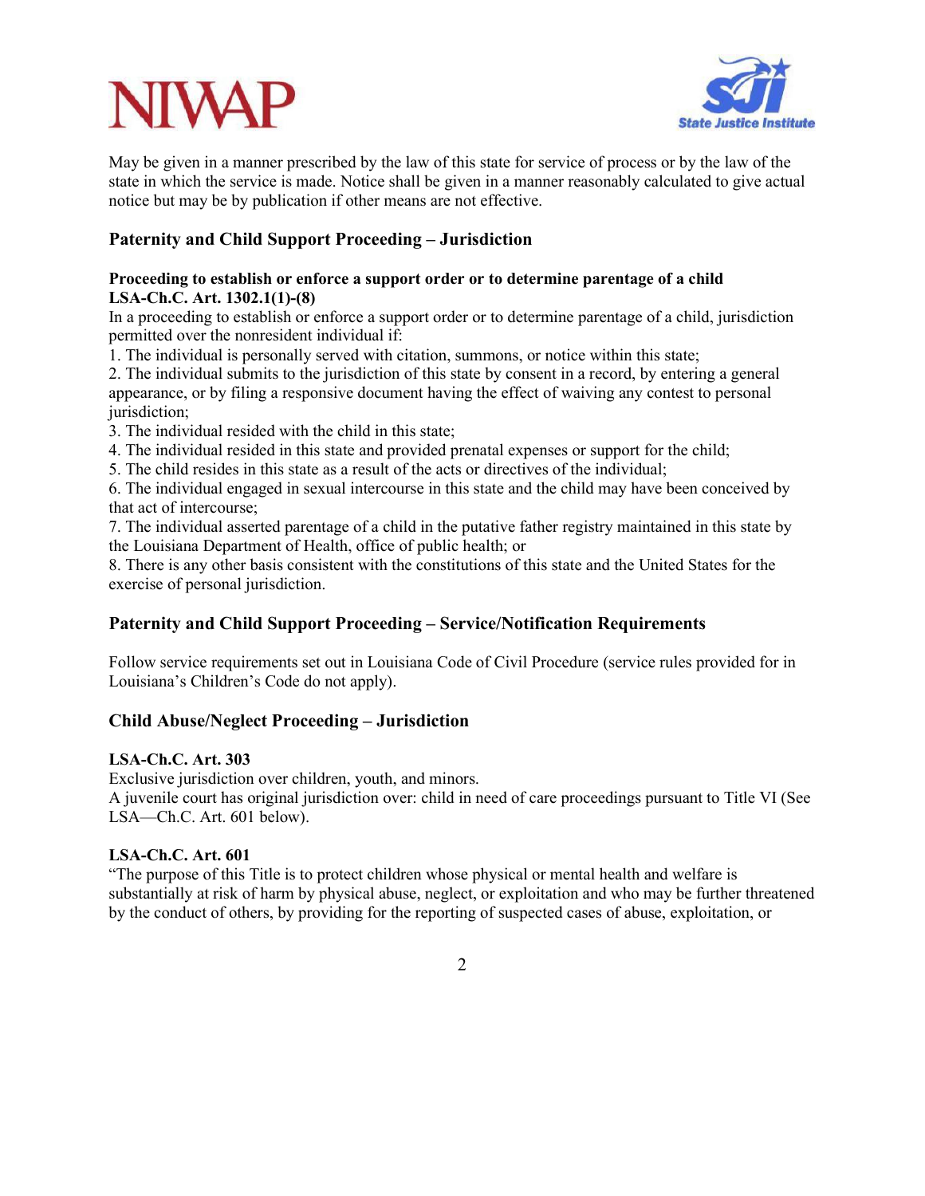May be given in a manner prescribed by the law of this state for service of process or by the law of the state in which the service is made. Notice shall be given in a manner reasonably calculated to give actual notice but may be by publication if other means are not effective.

## Paternity and Child Support Proceeding – Jurisdiction

**Proceeding to establish or enforce a support order or to determine parentage of a child**
**LSA-Ch.C. Art. 1302.1(1)-(8)**

In a proceeding to establish or enforce a support order or to determine parentage of a child, jurisdiction permitted over the nonresident individual if:

1. The individual is personally served with citation, summons, or notice within this state;
2. The individual submits to the jurisdiction of this state by consent in a record, by entering a general appearance, or by filing a responsive document having the effect of waiving any contest to personal jurisdiction;
3. The individual resided with the child in this state;
4. The individual resided in this state and provided prenatal expenses or support for the child;
5. The child resides in this state as a result of the acts or directives of the individual;
6. The individual engaged in sexual intercourse in this state and the child may have been conceived by that act of intercourse;
7. The individual asserted parentage of a child in the putative father registry maintained in this state by the Louisiana Department of Health, office of public health; or
8. There is any other basis consistent with the constitutions of this state and the United States for the exercise of personal jurisdiction.

## Paternity and Child Support Proceeding – Service/Notification Requirements

Follow service requirements set out in Louisiana Code of Civil Procedure (service rules provided for in Louisiana's Children's Code do not apply).

## Child Abuse/Neglect Proceeding – Jurisdiction

**LSA-Ch.C. Art. 303**

Exclusive jurisdiction over children, youth, and minors.
A juvenile court has original jurisdiction over: child in need of care proceedings pursuant to Title VI (See LSA—Ch.C. Art. 601 below).

**LSA-Ch.C. Art. 601**

"The purpose of this Title is to protect children whose physical or mental health and welfare is substantially at risk of harm by physical abuse, neglect, or exploitation and who may be further threatened by the conduct of others, by providing for the reporting of suspected cases of abuse, exploitation, or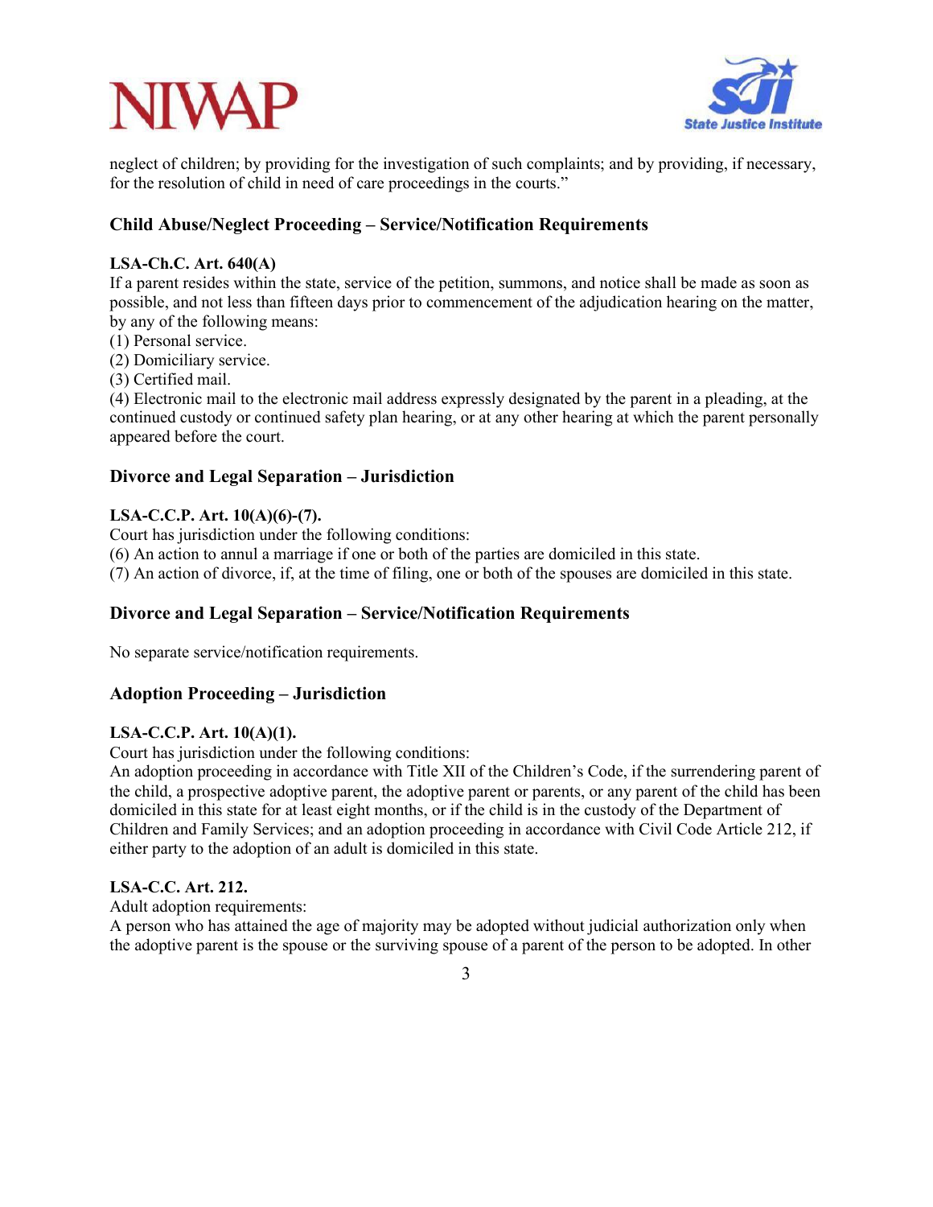neglect of children; by providing for the investigation of such complaints; and by providing, if necessary, for the resolution of child in need of care proceedings in the courts."

### Child Abuse/Neglect Proceeding – Service/Notification Requirements

**LSA-Ch.C. Art. 640(A)**

If a parent resides within the state, service of the petition, summons, and notice shall be made as soon as possible, and not less than fifteen days prior to commencement of the adjudication hearing on the matter, by any of the following means:

(1) Personal service.
(2) Domiciliary service.
(3) Certified mail.
(4) Electronic mail to the electronic mail address expressly designated by the parent in a pleading, at the continued custody or continued safety plan hearing, or at any other hearing at which the parent personally appeared before the court.

### Divorce and Legal Separation – Jurisdiction

**LSA-C.C.P. Art. 10(A)(6)-(7).**

Court has jurisdiction under the following conditions:

(6) An action to annul a marriage if one or both of the parties are domiciled in this state.
(7) An action of divorce, if, at the time of filing, one or both of the spouses are domiciled in this state.

### Divorce and Legal Separation – Service/Notification Requirements

No separate service/notification requirements.

### Adoption Proceeding – Jurisdiction

**LSA-C.C.P. Art. 10(A)(1).**

Court has jurisdiction under the following conditions:

An adoption proceeding in accordance with Title XII of the Children's Code, if the surrendering parent of the child, a prospective adoptive parent, the adoptive parent or parents, or any parent of the child has been domiciled in this state for at least eight months, or if the child is in the custody of the Department of Children and Family Services; and an adoption proceeding in accordance with Civil Code Article 212, if either party to the adoption of an adult is domiciled in this state.

**LSA-C.C. Art. 212.**

Adult adoption requirements:

A person who has attained the age of majority may be adopted without judicial authorization only when the adoptive parent is the spouse or the surviving spouse of a parent of the person to be adopted. In other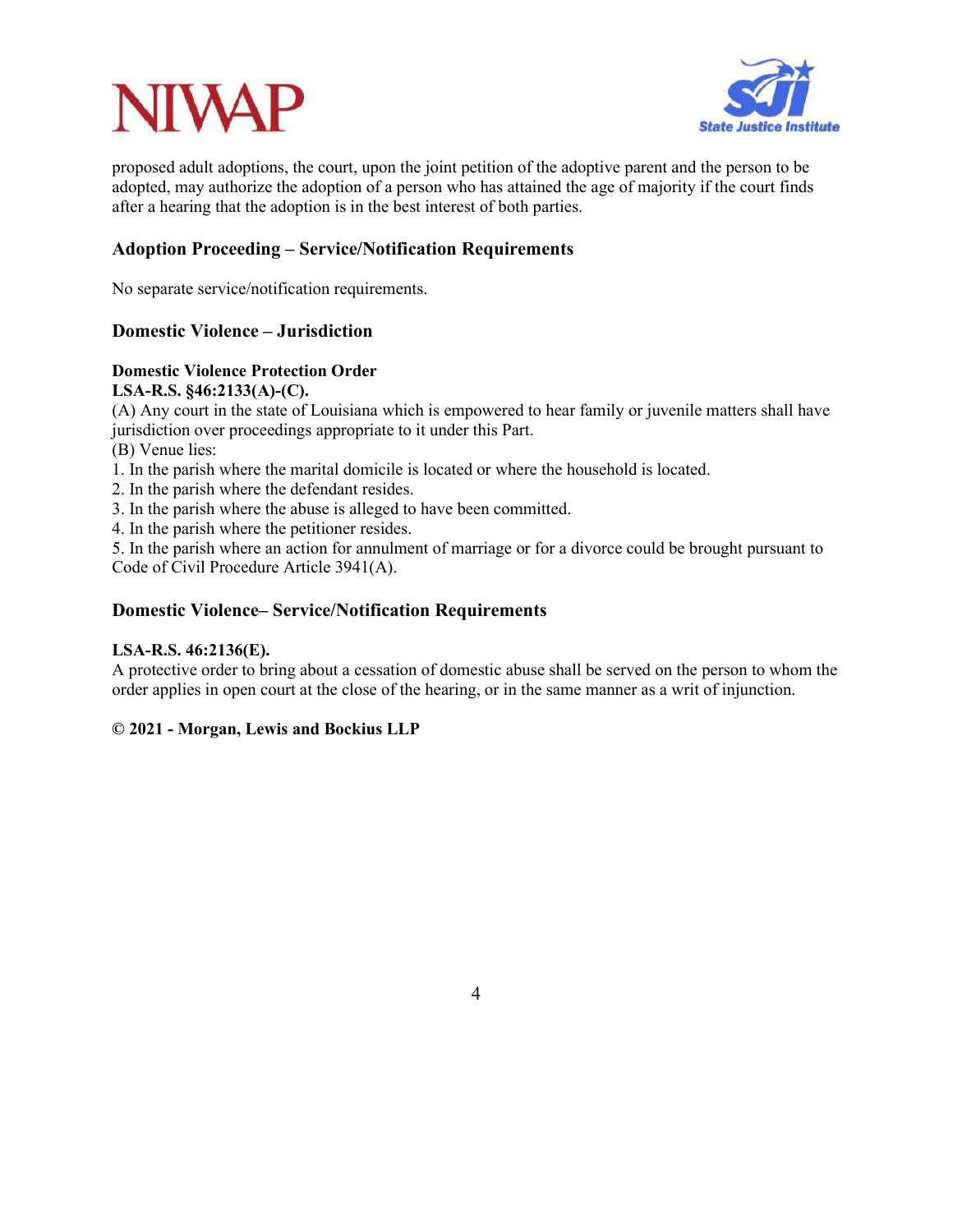proposed adult adoptions, the court, upon the joint petition of the adoptive parent and the person to be adopted, may authorize the adoption of a person who has attained the age of majority if the court finds after a hearing that the adoption is in the best interest of both parties.

### Adoption Proceeding – Service/Notification Requirements

No separate service/notification requirements.

### Domestic Violence – Jurisdiction

**Domestic Violence Protection Order**
**LSA-R.S. §46:2133(A)-(C).**
(A) Any court in the state of Louisiana which is empowered to hear family or juvenile matters shall have jurisdiction over proceedings appropriate to it under this Part.
(B) Venue lies:
1. In the parish where the marital domicile is located or where the household is located.
2. In the parish where the defendant resides.
3. In the parish where the abuse is alleged to have been committed.
4. In the parish where the petitioner resides.
5. In the parish where an action for annulment of marriage or for a divorce could be brought pursuant to Code of Civil Procedure Article 3941(A).

### Domestic Violence– Service/Notification Requirements

**LSA-R.S. 46:2136(E).**
A protective order to bring about a cessation of domestic abuse shall be served on the person to whom the order applies in open court at the close of the hearing, or in the same manner as a writ of injunction.

**© 2021 - Morgan, Lewis and Bockius LLP**